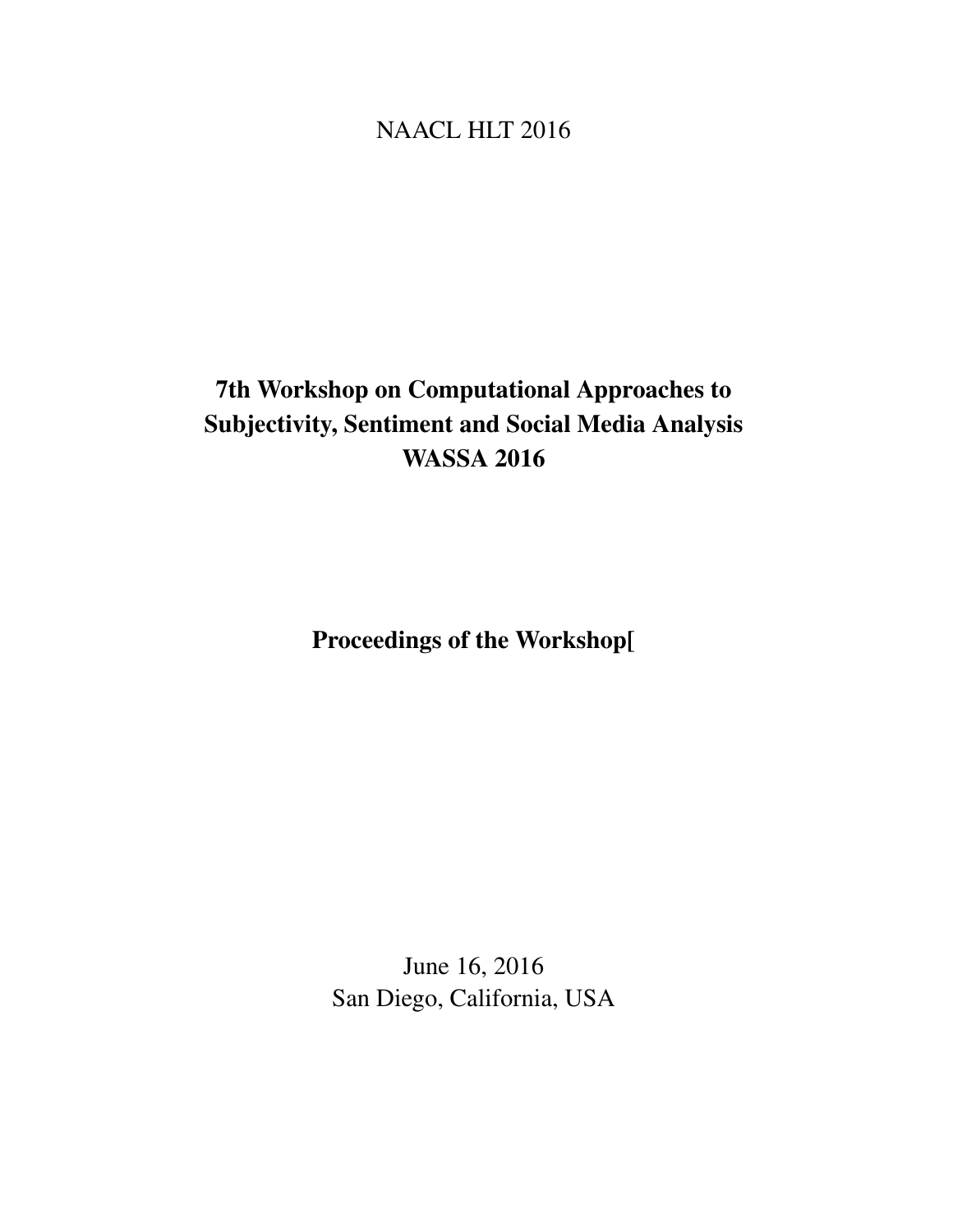NAACL HLT 2016

# 7th Workshop on Computational Approaches to Subjectivity, Sentiment and Social Media Analysis WASSA 2016

## Proceedings of the Workshop[

June 16, 2016
San Diego, California, USA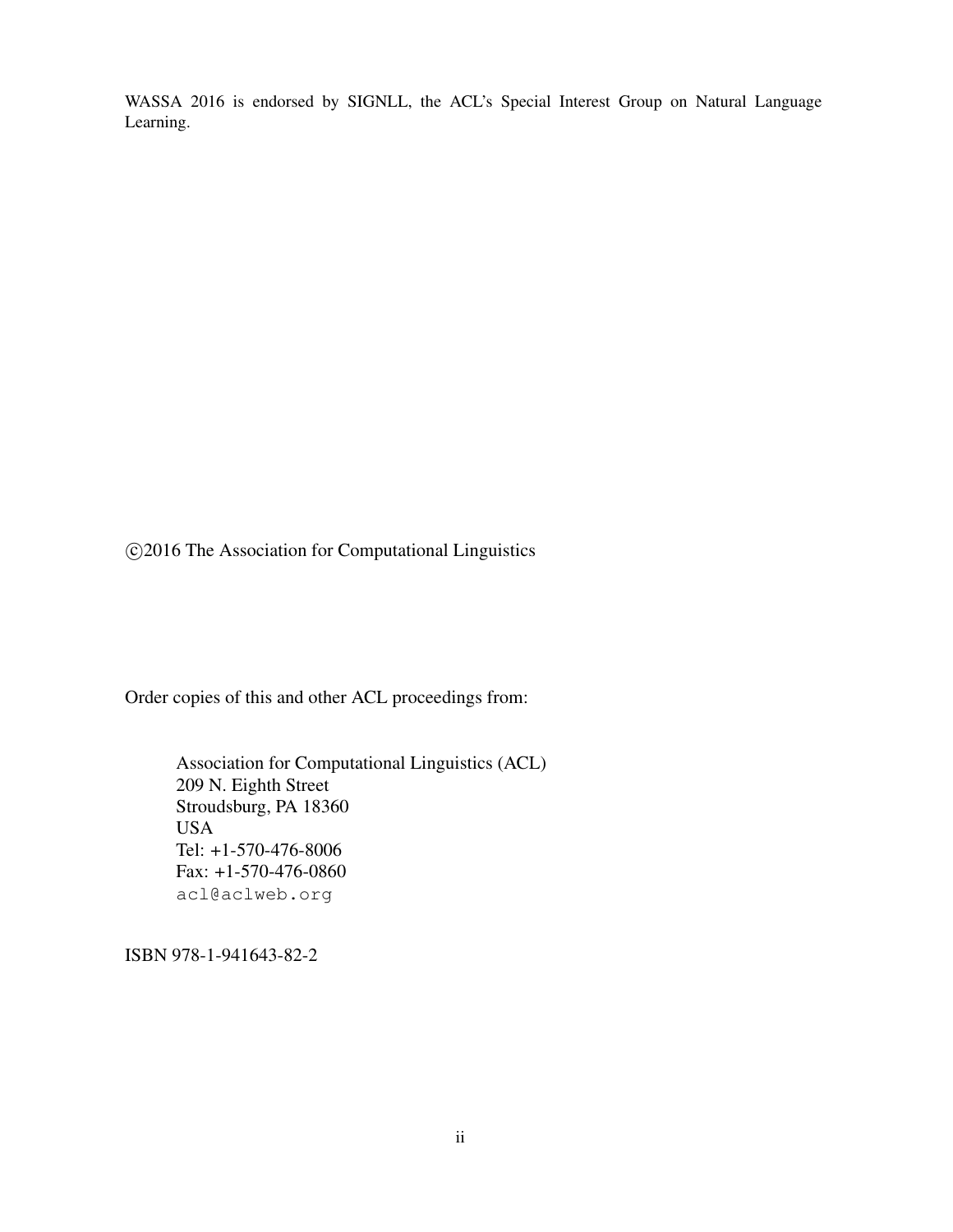WASSA 2016 is endorsed by SIGNLL, the ACL's Special Interest Group on Natural Language Learning.

©2016 The Association for Computational Linguistics

Order copies of this and other ACL proceedings from:

Association for Computational Linguistics (ACL)  
209 N. Eighth Street  
Stroudsburg, PA 18360  
USA  
Tel: +1-570-476-8006  
Fax: +1-570-476-0860  
acl@aclweb.org

ISBN 978-1-941643-82-2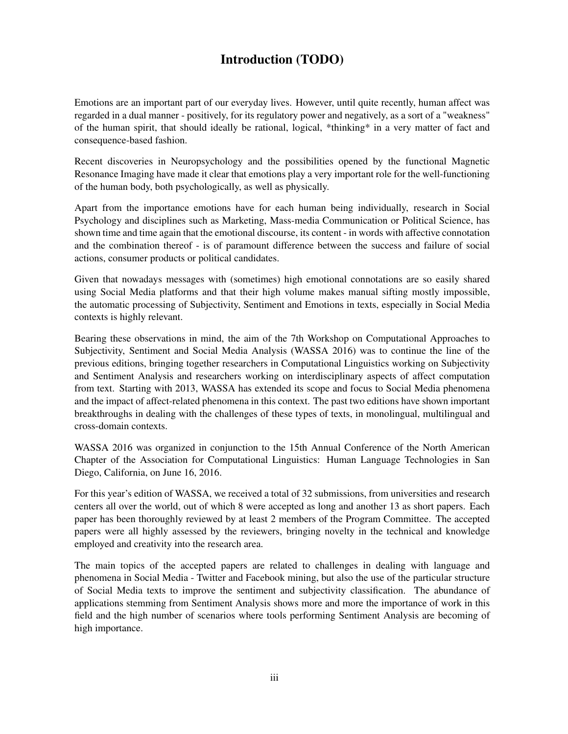# Introduction (TODO)

Emotions are an important part of our everyday lives. However, until quite recently, human affect was regarded in a dual manner - positively, for its regulatory power and negatively, as a sort of a "weakness" of the human spirit, that should ideally be rational, logical, *thinking* in a very matter of fact and consequence-based fashion.

Recent discoveries in Neuropsychology and the possibilities opened by the functional Magnetic Resonance Imaging have made it clear that emotions play a very important role for the well-functioning of the human body, both psychologically, as well as physically.

Apart from the importance emotions have for each human being individually, research in Social Psychology and disciplines such as Marketing, Mass-media Communication or Political Science, has shown time and time again that the emotional discourse, its content - in words with affective connotation and the combination thereof - is of paramount difference between the success and failure of social actions, consumer products or political candidates.

Given that nowadays messages with (sometimes) high emotional connotations are so easily shared using Social Media platforms and that their high volume makes manual sifting mostly impossible, the automatic processing of Subjectivity, Sentiment and Emotions in texts, especially in Social Media contexts is highly relevant.

Bearing these observations in mind, the aim of the 7th Workshop on Computational Approaches to Subjectivity, Sentiment and Social Media Analysis (WASSA 2016) was to continue the line of the previous editions, bringing together researchers in Computational Linguistics working on Subjectivity and Sentiment Analysis and researchers working on interdisciplinary aspects of affect computation from text. Starting with 2013, WASSA has extended its scope and focus to Social Media phenomena and the impact of affect-related phenomena in this context. The past two editions have shown important breakthroughs in dealing with the challenges of these types of texts, in monolingual, multilingual and cross-domain contexts.

WASSA 2016 was organized in conjunction to the 15th Annual Conference of the North American Chapter of the Association for Computational Linguistics: Human Language Technologies in San Diego, California, on June 16, 2016.

For this year's edition of WASSA, we received a total of 32 submissions, from universities and research centers all over the world, out of which 8 were accepted as long and another 13 as short papers. Each paper has been thoroughly reviewed by at least 2 members of the Program Committee. The accepted papers were all highly assessed by the reviewers, bringing novelty in the technical and knowledge employed and creativity into the research area.

The main topics of the accepted papers are related to challenges in dealing with language and phenomena in Social Media - Twitter and Facebook mining, but also the use of the particular structure of Social Media texts to improve the sentiment and subjectivity classification. The abundance of applications stemming from Sentiment Analysis shows more and more the importance of work in this field and the high number of scenarios where tools performing Sentiment Analysis are becoming of high importance.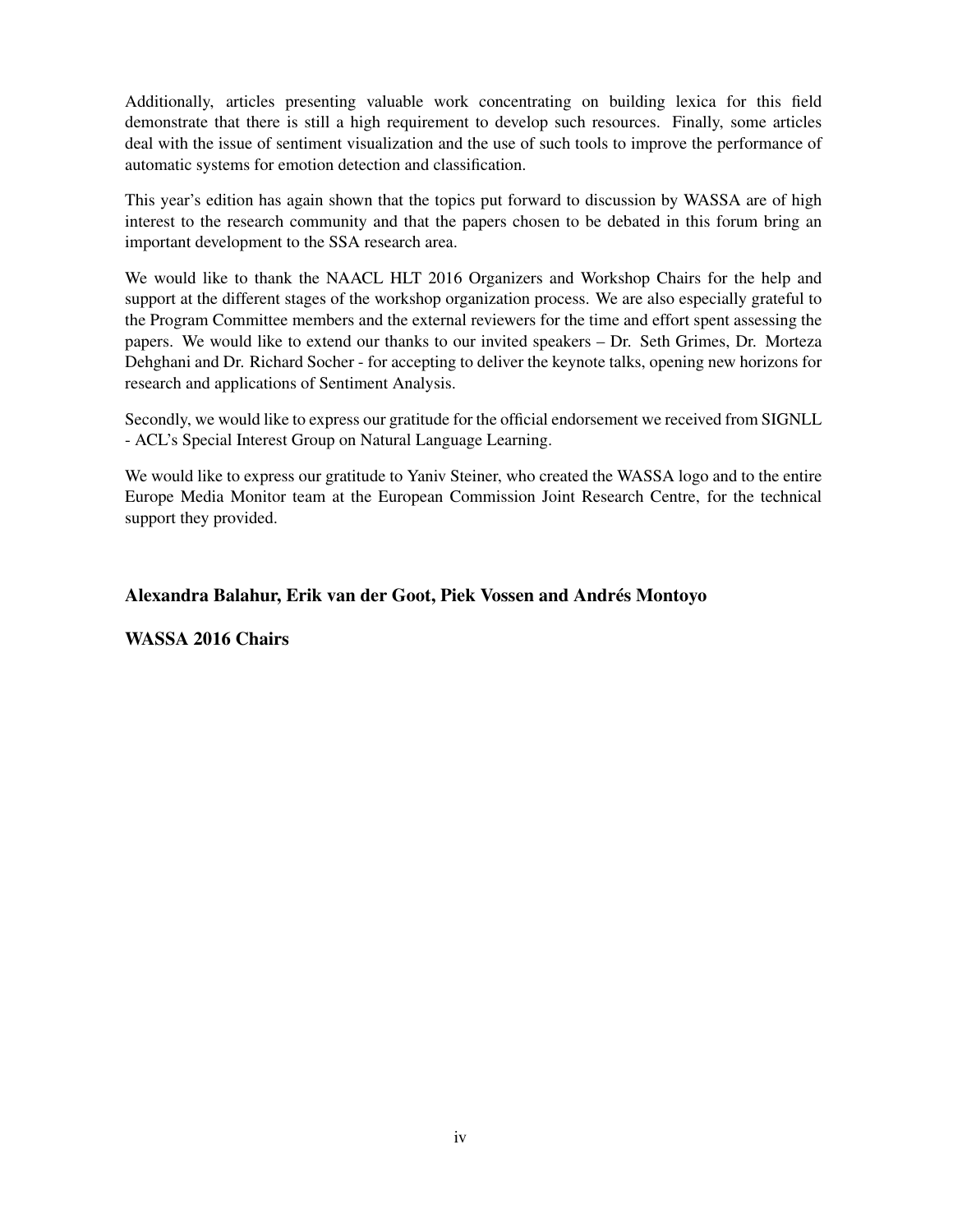Additionally, articles presenting valuable work concentrating on building lexica for this field demonstrate that there is still a high requirement to develop such resources. Finally, some articles deal with the issue of sentiment visualization and the use of such tools to improve the performance of automatic systems for emotion detection and classification.

This year's edition has again shown that the topics put forward to discussion by WASSA are of high interest to the research community and that the papers chosen to be debated in this forum bring an important development to the SSA research area.

We would like to thank the NAACL HLT 2016 Organizers and Workshop Chairs for the help and support at the different stages of the workshop organization process. We are also especially grateful to the Program Committee members and the external reviewers for the time and effort spent assessing the papers. We would like to extend our thanks to our invited speakers – Dr. Seth Grimes, Dr. Morteza Dehghani and Dr. Richard Socher - for accepting to deliver the keynote talks, opening new horizons for research and applications of Sentiment Analysis.

Secondly, we would like to express our gratitude for the official endorsement we received from SIGNLL - ACL's Special Interest Group on Natural Language Learning.

We would like to express our gratitude to Yaniv Steiner, who created the WASSA logo and to the entire Europe Media Monitor team at the European Commission Joint Research Centre, for the technical support they provided.

**Alexandra Balahur, Erik van der Goot, Piek Vossen and Andrés Montoyo**

**WASSA 2016 Chairs**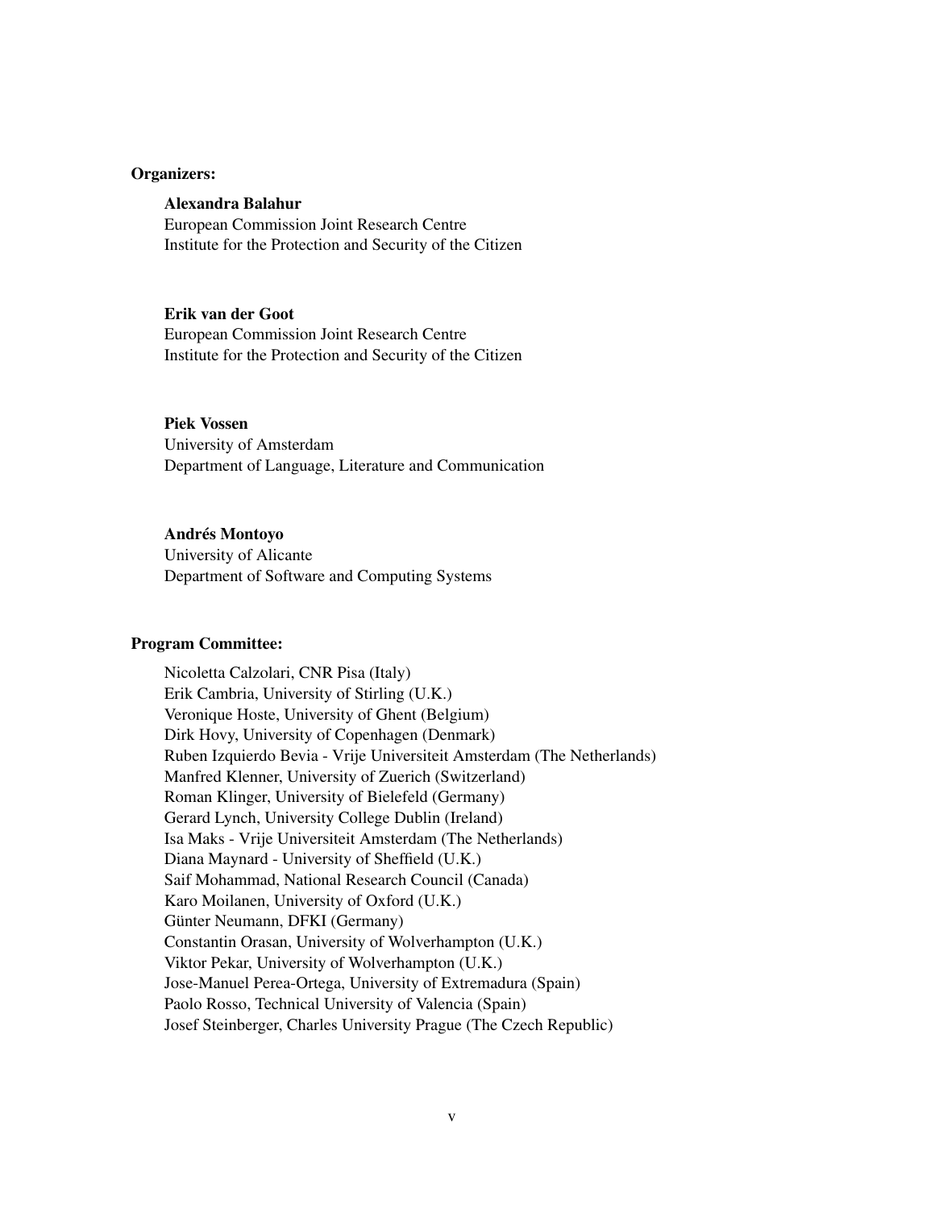**Organizers:**

**Alexandra Balahur**
European Commission Joint Research Centre
Institute for the Protection and Security of the Citizen

**Erik van der Goot**
European Commission Joint Research Centre
Institute for the Protection and Security of the Citizen

**Piek Vossen**
University of Amsterdam
Department of Language, Literature and Communication

**Andrés Montoyo**
University of Alicante
Department of Software and Computing Systems

**Program Committee:**

Nicoletta Calzolari, CNR Pisa (Italy)
Erik Cambria, University of Stirling (U.K.)
Veronique Hoste, University of Ghent (Belgium)
Dirk Hovy, University of Copenhagen (Denmark)
Ruben Izquierdo Bevia - Vrije Universiteit Amsterdam (The Netherlands)
Manfred Klenner, University of Zuerich (Switzerland)
Roman Klinger, University of Bielefeld (Germany)
Gerard Lynch, University College Dublin (Ireland)
Isa Maks - Vrije Universiteit Amsterdam (The Netherlands)
Diana Maynard - University of Sheffield (U.K.)
Saif Mohammad, National Research Council (Canada)
Karo Moilanen, University of Oxford (U.K.)
Günter Neumann, DFKI (Germany)
Constantin Orasan, University of Wolverhampton (U.K.)
Viktor Pekar, University of Wolverhampton (U.K.)
Jose-Manuel Perea-Ortega, University of Extremadura (Spain)
Paolo Rosso, Technical University of Valencia (Spain)
Josef Steinberger, Charles University Prague (The Czech Republic)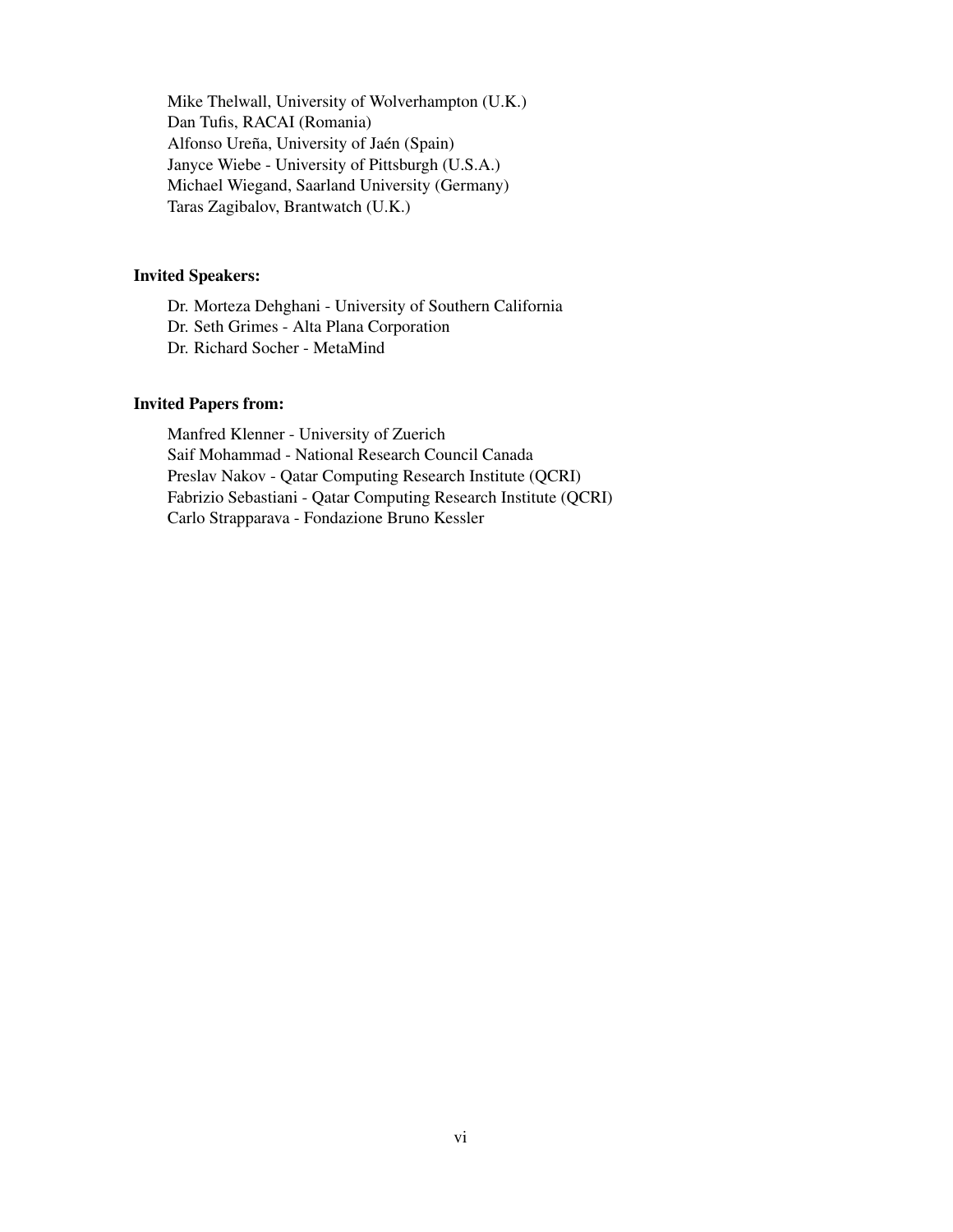Mike Thelwall, University of Wolverhampton (U.K.)
Dan Tufis, RACAI (Romania)
Alfonso Ureña, University of Jaén (Spain)
Janyce Wiebe - University of Pittsburgh (U.S.A.)
Michael Wiegand, Saarland University (Germany)
Taras Zagibalov, Brantwatch (U.K.)

**Invited Speakers:**

Dr. Morteza Dehghani - University of Southern California
Dr. Seth Grimes - Alta Plana Corporation
Dr. Richard Socher - MetaMind

**Invited Papers from:**

Manfred Klenner - University of Zuerich
Saif Mohammad - National Research Council Canada
Preslav Nakov - Qatar Computing Research Institute (QCRI)
Fabrizio Sebastiani - Qatar Computing Research Institute (QCRI)
Carlo Strapparava - Fondazione Bruno Kessler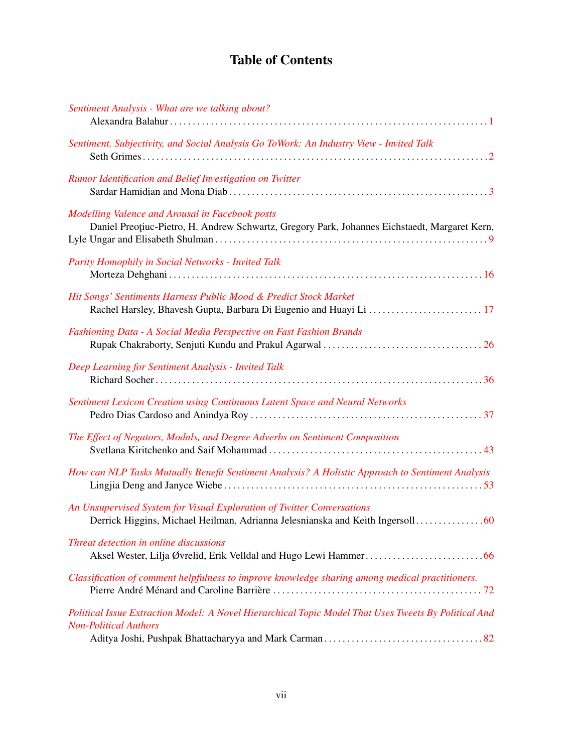# Table of Contents

*Sentiment Analysis - What are we talking about?*
Alexandra Balahur . . . . . . . . . . . . . . . . . . . . . . . . . . . . . . . . . . . . . . . . . . . . . . . . . . . . . . . . . . . . . . . . . . . 1

*Sentiment, Subjectivity, and Social Analysis Go ToWork: An Industry View - Invited Talk*
Seth Grimes . . . . . . . . . . . . . . . . . . . . . . . . . . . . . . . . . . . . . . . . . . . . . . . . . . . . . . . . . . . . . . . . . . . . . . . . . . 2

*Rumor Identification and Belief Investigation on Twitter*
Sardar Hamidian and Mona Diab . . . . . . . . . . . . . . . . . . . . . . . . . . . . . . . . . . . . . . . . . . . . . . . . . . . . . . . . 3

*Modelling Valence and Arousal in Facebook posts*
Daniel Preoţiuc-Pietro, H. Andrew Schwartz, Gregory Park, Johannes Eichstaedt, Margaret Kern, Lyle Ungar and Elisabeth Shulman . . . . . . . . . . . . . . . . . . . . . . . . . . . . . . . . . . . . . . . . . . . . . . . . . . . . . . . . . 9

*Purity Homophily in Social Networks - Invited Talk*
Morteza Dehghani . . . . . . . . . . . . . . . . . . . . . . . . . . . . . . . . . . . . . . . . . . . . . . . . . . . . . . . . . . . . . . . . . . . . 16

*Hit Songs' Sentiments Harness Public Mood & Predict Stock Market*
Rachel Harsley, Bhavesh Gupta, Barbara Di Eugenio and Huayi Li . . . . . . . . . . . . . . . . . . . . . . . . . 17

*Fashioning Data - A Social Media Perspective on Fast Fashion Brands*
Rupak Chakraborty, Senjuti Kundu and Prakul Agarwal . . . . . . . . . . . . . . . . . . . . . . . . . . . . . . . . . . . 26

*Deep Learning for Sentiment Analysis - Invited Talk*
Richard Socher . . . . . . . . . . . . . . . . . . . . . . . . . . . . . . . . . . . . . . . . . . . . . . . . . . . . . . . . . . . . . . . . . . . . . . . 36

*Sentiment Lexicon Creation using Continuous Latent Space and Neural Networks*
Pedro Dias Cardoso and Anindya Roy . . . . . . . . . . . . . . . . . . . . . . . . . . . . . . . . . . . . . . . . . . . . . . . . . . . 37

*The Effect of Negators, Modals, and Degree Adverbs on Sentiment Composition*
Svetlana Kiritchenko and Saif Mohammad . . . . . . . . . . . . . . . . . . . . . . . . . . . . . . . . . . . . . . . . . . . . . . . 43

*How can NLP Tasks Mutually Benefit Sentiment Analysis? A Holistic Approach to Sentiment Analysis*
Lingjia Deng and Janyce Wiebe . . . . . . . . . . . . . . . . . . . . . . . . . . . . . . . . . . . . . . . . . . . . . . . . . . . . . . . . . 53

*An Unsupervised System for Visual Exploration of Twitter Conversations*
Derrick Higgins, Michael Heilman, Adrianna Jelesnianska and Keith Ingersoll . . . . . . . . . . . . . . . 60

*Threat detection in online discussions*
Aksel Wester, Lilja Øvrelid, Erik Velldal and Hugo Lewi Hammer . . . . . . . . . . . . . . . . . . . . . . . . . . 66

*Classification of comment helpfulness to improve knowledge sharing among medical practitioners.*
Pierre André Ménard and Caroline Barrière . . . . . . . . . . . . . . . . . . . . . . . . . . . . . . . . . . . . . . . . . . . . . . 72

*Political Issue Extraction Model: A Novel Hierarchical Topic Model That Uses Tweets By Political And Non-Political Authors*
Aditya Joshi, Pushpak Bhattacharyya and Mark Carman . . . . . . . . . . . . . . . . . . . . . . . . . . . . . . . . . . . 82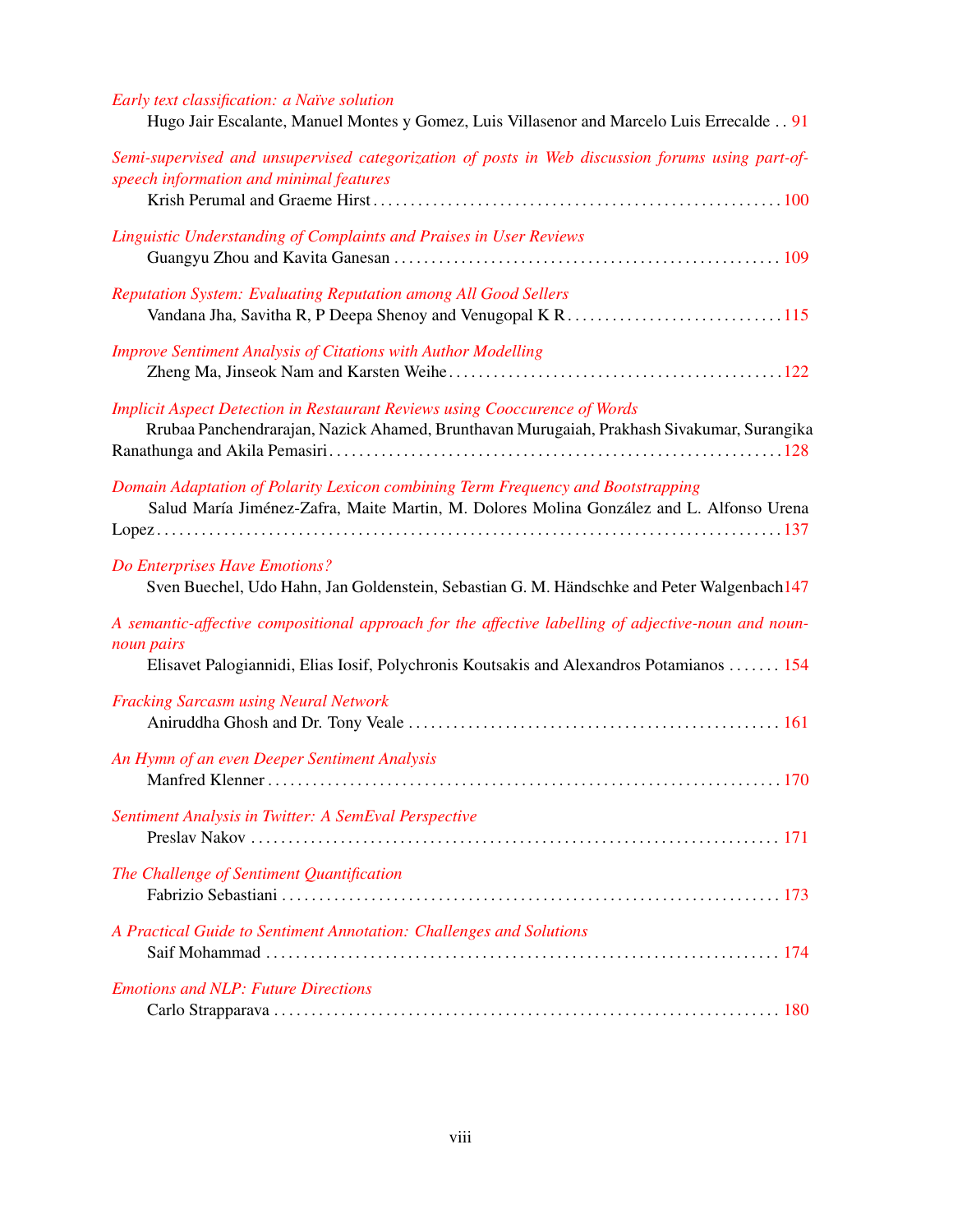*Early text classification: a Naïve solution*
Hugo Jair Escalante, Manuel Montes y Gomez, Luis Villasenor and Marcelo Luis Errecalde . . 91

*Semi-supervised and unsupervised categorization of posts in Web discussion forums using part-of-speech information and minimal features*
Krish Perumal and Graeme Hirst . . . . . . . . . . . . . . . . . . . . . . . . . . . . . . . . . . . . . . . . . . . . . . . . . . . . . 100

*Linguistic Understanding of Complaints and Praises in User Reviews*
Guangyu Zhou and Kavita Ganesan . . . . . . . . . . . . . . . . . . . . . . . . . . . . . . . . . . . . . . . . . . . . . . . . . . 109

*Reputation System: Evaluating Reputation among All Good Sellers*
Vandana Jha, Savitha R, P Deepa Shenoy and Venugopal K R . . . . . . . . . . . . . . . . . . . . . . . . . . . . 115

*Improve Sentiment Analysis of Citations with Author Modelling*
Zheng Ma, Jinseok Nam and Karsten Weihe . . . . . . . . . . . . . . . . . . . . . . . . . . . . . . . . . . . . . . . . . . . . 122

*Implicit Aspect Detection in Restaurant Reviews using Cooccurence of Words*
Rrubaa Panchendrarajan, Nazick Ahamed, Brunthavan Murugaiah, Prakhash Sivakumar, Surangika Ranathunga and Akila Pemasiri . . . . . . . . . . . . . . . . . . . . . . . . . . . . . . . . . . . . . . . . . . . . . . . . . . . . . . . . . . . 128

*Domain Adaptation of Polarity Lexicon combining Term Frequency and Bootstrapping*
Salud María Jiménez-Zafra, Maite Martin, M. Dolores Molina González and L. Alfonso Urena Lopez . . . . . . . . . . . . . . . . . . . . . . . . . . . . . . . . . . . . . . . . . . . . . . . . . . . . . . . . . . . . . . . . . . . . . . . . . . . . . . . 137

*Do Enterprises Have Emotions?*
Sven Buechel, Udo Hahn, Jan Goldenstein, Sebastian G. M. Händschke and Peter Walgenbach 147

*A semantic-affective compositional approach for the affective labelling of adjective-noun and noun-noun pairs*
Elisavet Palogiannidi, Elias Iosif, Polychronis Koutsakis and Alexandros Potamianos . . . . . . . 154

*Fracking Sarcasm using Neural Network*
Aniruddha Ghosh and Dr. Tony Veale . . . . . . . . . . . . . . . . . . . . . . . . . . . . . . . . . . . . . . . . . . . . . . . . . 161

*An Hymn of an even Deeper Sentiment Analysis*
Manfred Klenner . . . . . . . . . . . . . . . . . . . . . . . . . . . . . . . . . . . . . . . . . . . . . . . . . . . . . . . . . . . . . . . . . . . . . 170

*Sentiment Analysis in Twitter: A SemEval Perspective*
Preslav Nakov . . . . . . . . . . . . . . . . . . . . . . . . . . . . . . . . . . . . . . . . . . . . . . . . . . . . . . . . . . . . . . . . . . . . . . . 171

*The Challenge of Sentiment Quantification*
Fabrizio Sebastiani . . . . . . . . . . . . . . . . . . . . . . . . . . . . . . . . . . . . . . . . . . . . . . . . . . . . . . . . . . . . . . . . . . . . 173

*A Practical Guide to Sentiment Annotation: Challenges and Solutions*
Saif Mohammad . . . . . . . . . . . . . . . . . . . . . . . . . . . . . . . . . . . . . . . . . . . . . . . . . . . . . . . . . . . . . . . . . . . . . . 174

*Emotions and NLP: Future Directions*
Carlo Strapparava . . . . . . . . . . . . . . . . . . . . . . . . . . . . . . . . . . . . . . . . . . . . . . . . . . . . . . . . . . . . . . . . . . . . . 180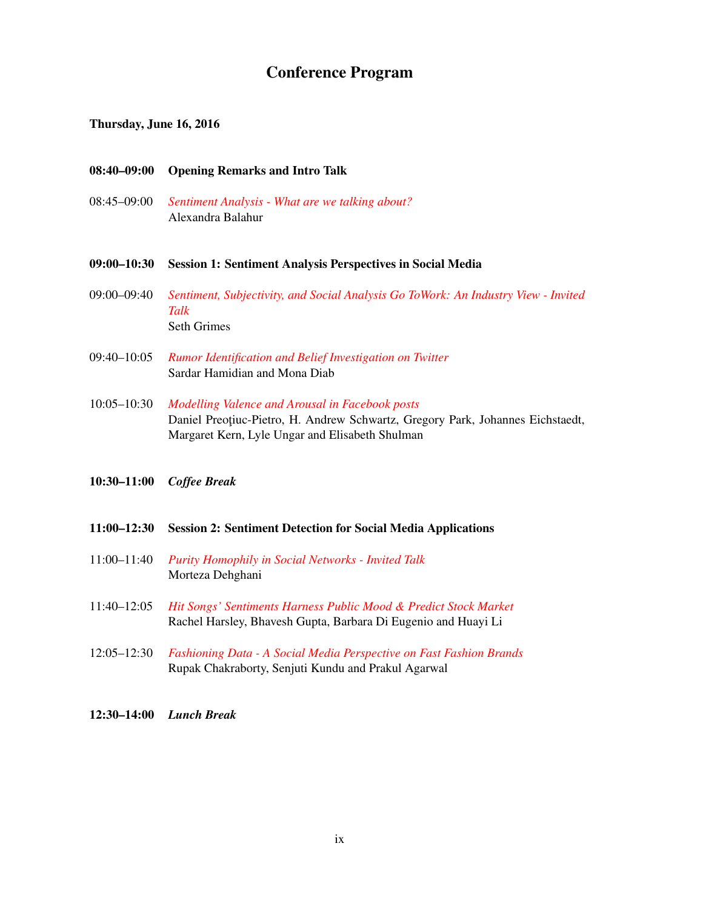# Conference Program

**Thursday, June 16, 2016**

**08:40–09:00** **Opening Remarks and Intro Talk**

08:45–09:00 *Sentiment Analysis - What are we talking about?*
Alexandra Balahur

**09:00–10:30** **Session 1: Sentiment Analysis Perspectives in Social Media**

09:00–09:40 *Sentiment, Subjectivity, and Social Analysis Go ToWork: An Industry View - Invited Talk*
Seth Grimes

09:40–10:05 *Rumor Identification and Belief Investigation on Twitter*
Sardar Hamidian and Mona Diab

10:05–10:30 *Modelling Valence and Arousal in Facebook posts*
Daniel Preoţiuc-Pietro, H. Andrew Schwartz, Gregory Park, Johannes Eichstaedt, Margaret Kern, Lyle Ungar and Elisabeth Shulman

**10:30–11:00** ***Coffee Break***

**11:00–12:30** **Session 2: Sentiment Detection for Social Media Applications**

11:00–11:40 *Purity Homophily in Social Networks - Invited Talk*
Morteza Dehghani

11:40–12:05 *Hit Songs' Sentiments Harness Public Mood & Predict Stock Market*
Rachel Harsley, Bhavesh Gupta, Barbara Di Eugenio and Huayi Li

12:05–12:30 *Fashioning Data - A Social Media Perspective on Fast Fashion Brands*
Rupak Chakraborty, Senjuti Kundu and Prakul Agarwal

**12:30–14:00** ***Lunch Break***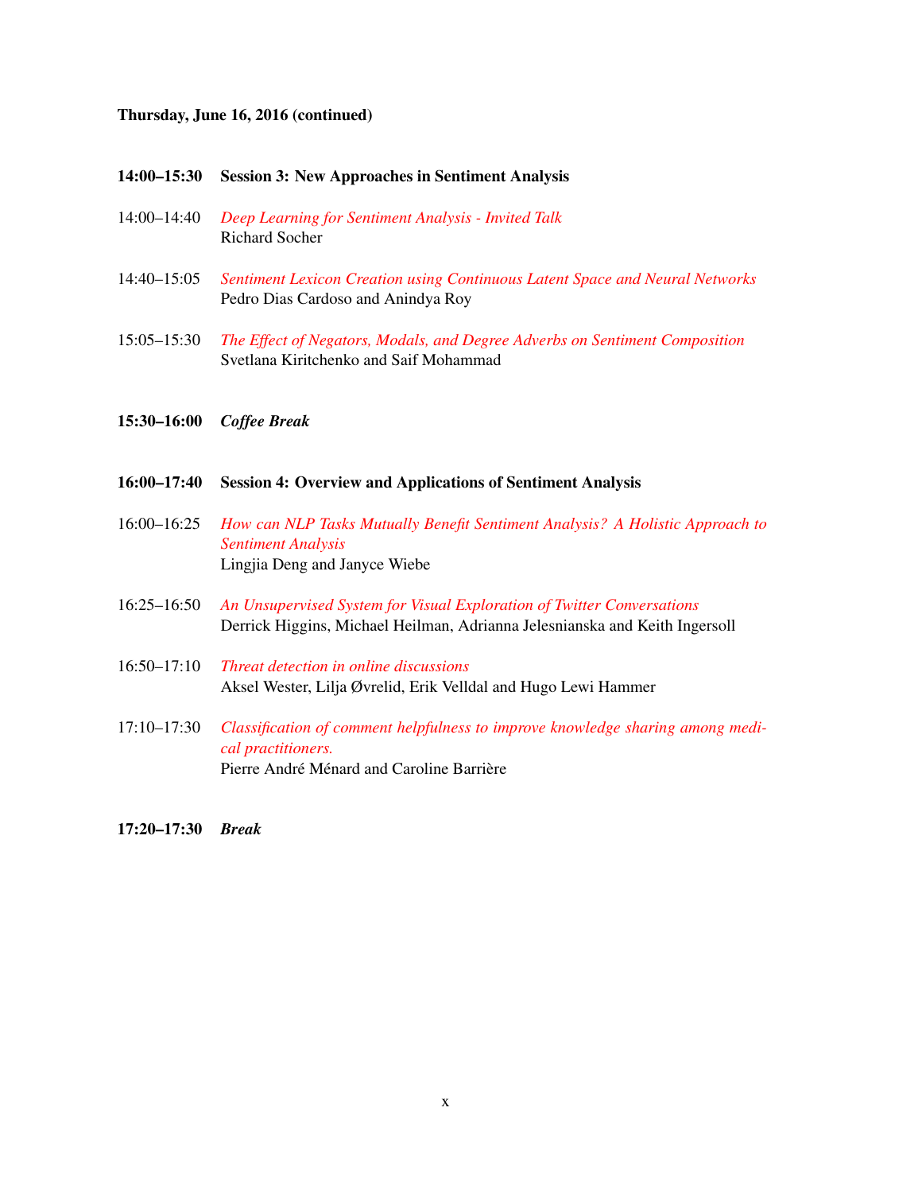**Thursday, June 16, 2016 (continued)**

**14:00–15:30 Session 3: New Approaches in Sentiment Analysis**

14:00–14:40 *Deep Learning for Sentiment Analysis - Invited Talk*
Richard Socher

14:40–15:05 *Sentiment Lexicon Creation using Continuous Latent Space and Neural Networks*
Pedro Dias Cardoso and Anindya Roy

15:05–15:30 *The Effect of Negators, Modals, and Degree Adverbs on Sentiment Composition*
Svetlana Kiritchenko and Saif Mohammad

**15:30–16:00** ***Coffee Break***

**16:00–17:40 Session 4: Overview and Applications of Sentiment Analysis**

16:00–16:25 *How can NLP Tasks Mutually Benefit Sentiment Analysis? A Holistic Approach to Sentiment Analysis*
Lingjia Deng and Janyce Wiebe

16:25–16:50 *An Unsupervised System for Visual Exploration of Twitter Conversations*
Derrick Higgins, Michael Heilman, Adrianna Jelesnianska and Keith Ingersoll

16:50–17:10 *Threat detection in online discussions*
Aksel Wester, Lilja Øvrelid, Erik Velldal and Hugo Lewi Hammer

17:10–17:30 *Classification of comment helpfulness to improve knowledge sharing among medical practitioners.*
Pierre André Ménard and Caroline Barrière

**17:20–17:30** ***Break***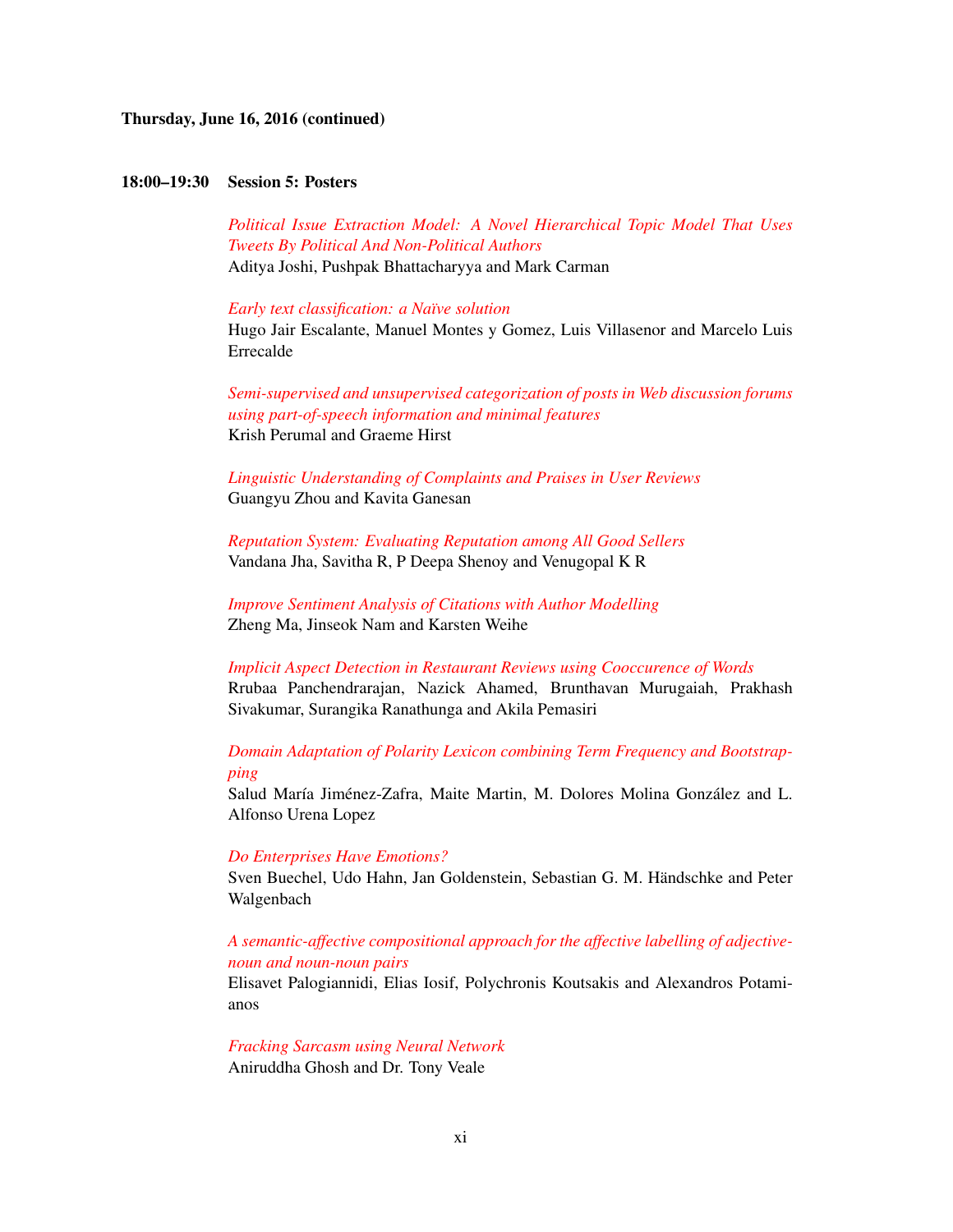**Thursday, June 16, 2016 (continued)**

**18:00–19:30 Session 5: Posters**

*Political Issue Extraction Model: A Novel Hierarchical Topic Model That Uses Tweets By Political And Non-Political Authors*
Aditya Joshi, Pushpak Bhattacharyya and Mark Carman

*Early text classification: a Naïve solution*
Hugo Jair Escalante, Manuel Montes y Gomez, Luis Villasenor and Marcelo Luis Errecalde

*Semi-supervised and unsupervised categorization of posts in Web discussion forums using part-of-speech information and minimal features*
Krish Perumal and Graeme Hirst

*Linguistic Understanding of Complaints and Praises in User Reviews*
Guangyu Zhou and Kavita Ganesan

*Reputation System: Evaluating Reputation among All Good Sellers*
Vandana Jha, Savitha R, P Deepa Shenoy and Venugopal K R

*Improve Sentiment Analysis of Citations with Author Modelling*
Zheng Ma, Jinseok Nam and Karsten Weihe

*Implicit Aspect Detection in Restaurant Reviews using Cooccurence of Words*
Rrubaa Panchendrarajan, Nazick Ahamed, Brunthavan Murugaiah, Prakhash Sivakumar, Surangika Ranathunga and Akila Pemasiri

*Domain Adaptation of Polarity Lexicon combining Term Frequency and Bootstrapping*
Salud María Jiménez-Zafra, Maite Martin, M. Dolores Molina González and L. Alfonso Urena Lopez

*Do Enterprises Have Emotions?*
Sven Buechel, Udo Hahn, Jan Goldenstein, Sebastian G. M. Händschke and Peter Walgenbach

*A semantic-affective compositional approach for the affective labelling of adjective-noun and noun-noun pairs*
Elisavet Palogiannidi, Elias Iosif, Polychronis Koutsakis and Alexandros Potamianos

*Fracking Sarcasm using Neural Network*
Aniruddha Ghosh and Dr. Tony Veale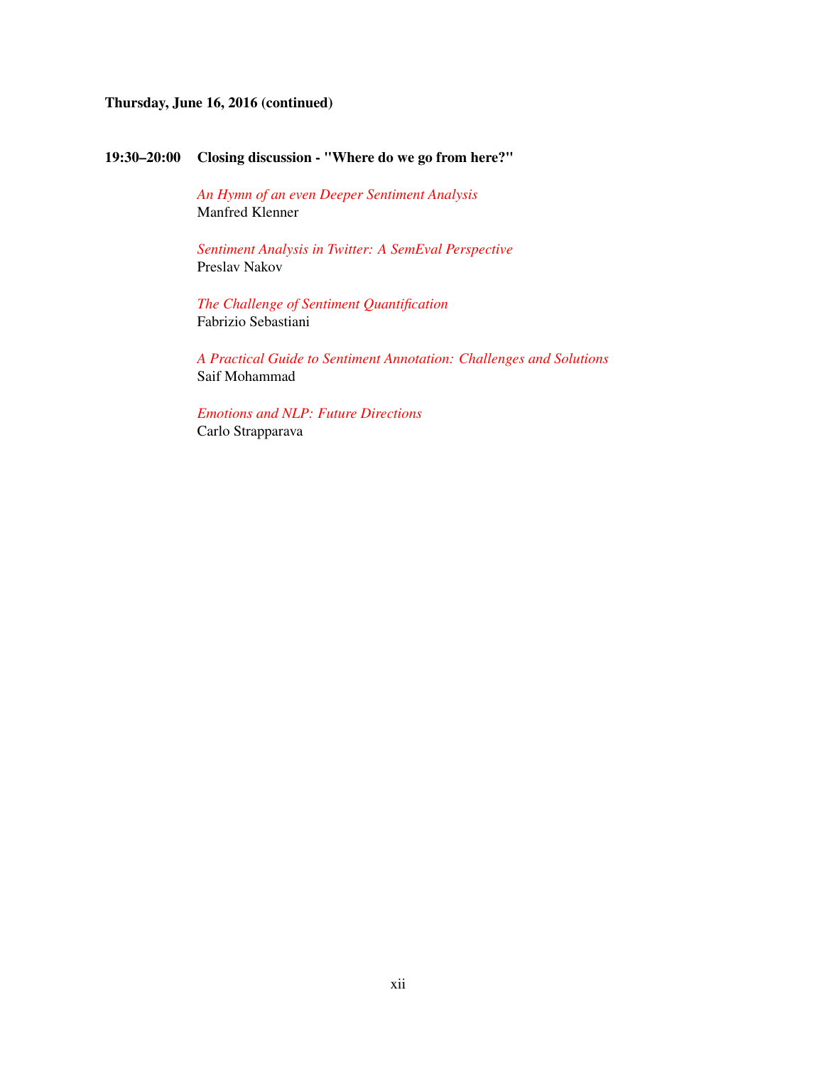**Thursday, June 16, 2016 (continued)**

**19:30–20:00 Closing discussion - "Where do we go from here?"**

*An Hymn of an even Deeper Sentiment Analysis*
Manfred Klenner

*Sentiment Analysis in Twitter: A SemEval Perspective*
Preslav Nakov

*The Challenge of Sentiment Quantification*
Fabrizio Sebastiani

*A Practical Guide to Sentiment Annotation: Challenges and Solutions*
Saif Mohammad

*Emotions and NLP: Future Directions*
Carlo Strapparava